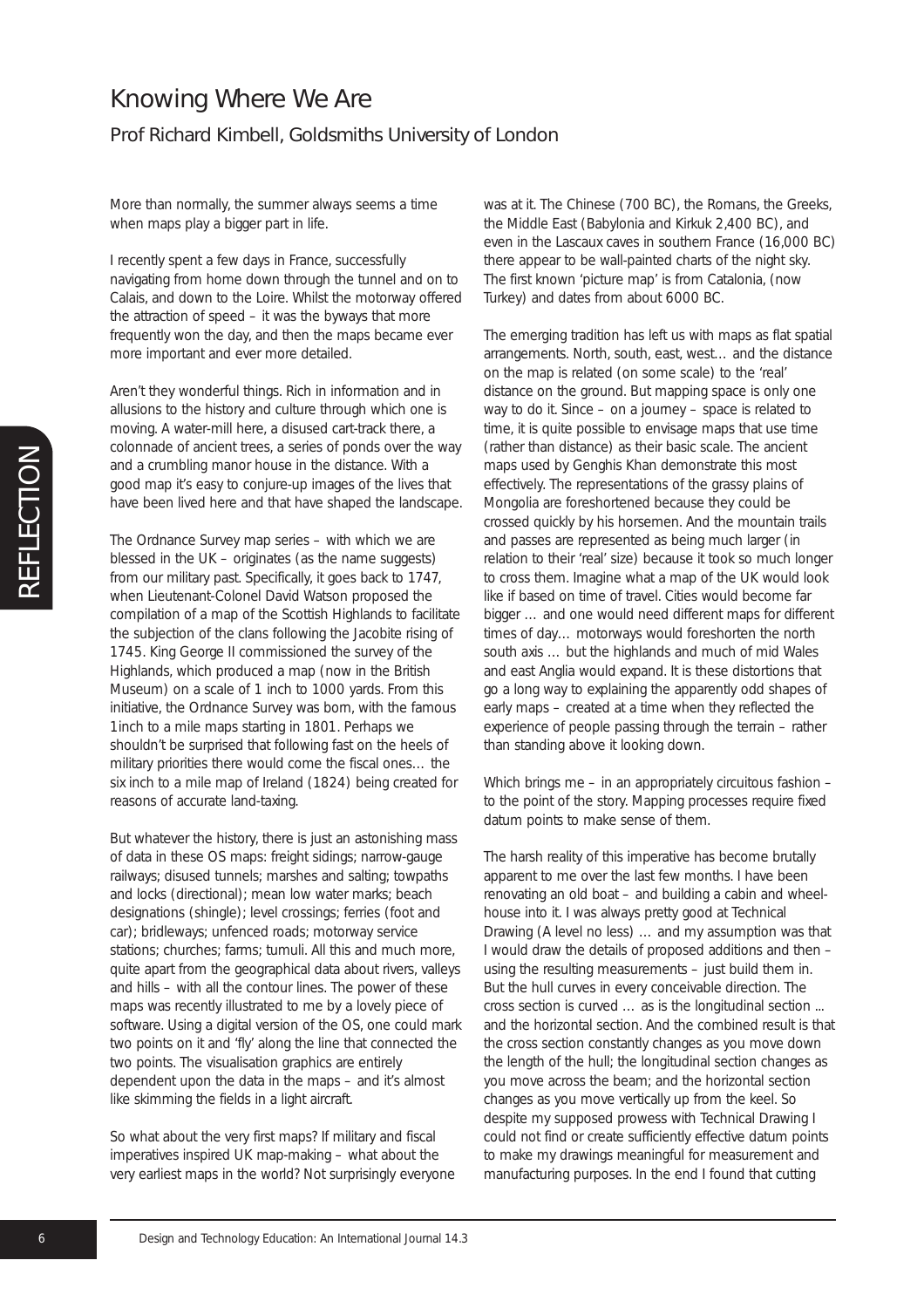# Knowing Where We Are

## Prof Richard Kimbell, Goldsmiths University of London

More than normally, the summer always seems a time when maps play a bigger part in life.

I recently spent a few days in France, successfully navigating from home down through the tunnel and on to Calais, and down to the Loire. Whilst the motorway offered the attraction of speed – it was the byways that more frequently won the day, and then the maps became ever more important and ever more detailed.

Aren't they wonderful things. Rich in information and in allusions to the history and culture through which one is moving. A water-mill here, a disused cart-track there, a colonnade of ancient trees, a series of ponds over the way and a crumbling manor house in the distance. With a good map it's easy to conjure-up images of the lives that have been lived here and that have shaped the landscape.

The Ordnance Survey map series – with which we are blessed in the UK – originates (as the name suggests) from our military past. Specifically, it goes back to 1747, when Lieutenant-Colonel David Watson proposed the compilation of a map of the Scottish Highlands to facilitate the subjection of the clans following the Jacobite rising of 1745. King George II commissioned the survey of the Highlands, which produced a map (now in the British Museum) on a scale of 1 inch to 1000 yards. From this initiative, the Ordnance Survey was born, with the famous 1inch to a mile maps starting in 1801. Perhaps we shouldn't be surprised that following fast on the heels of military priorities there would come the fiscal ones… the six inch to a mile map of Ireland (1824) being created for reasons of accurate land-taxing.

But whatever the history, there is just an astonishing mass of data in these OS maps: freight sidings; narrow-gauge railways; disused tunnels; marshes and salting; towpaths and locks (directional); mean low water marks; beach designations (shingle); level crossings; ferries (foot and car); bridleways; unfenced roads; motorway service stations; churches; farms; tumuli. All this and much more, quite apart from the geographical data about rivers, valleys and hills – with all the contour lines. The power of these maps was recently illustrated to me by a lovely piece of software. Using a digital version of the OS, one could mark two points on it and 'fly' along the line that connected the two points. The visualisation graphics are entirely dependent upon the data in the maps – and it's almost like skimming the fields in a light aircraft.

So what about the very first maps? If military and fiscal imperatives inspired UK map-making – what about the very earliest maps in the world? Not surprisingly everyone was at it. The Chinese (700 BC), the Romans, the Greeks, the Middle East (Babylonia and Kirkuk 2,400 BC), and even in the Lascaux caves in southern France (16,000 BC) there appear to be wall-painted charts of the night sky. The first known 'picture map' is from Catalonia, (now Turkey) and dates from about 6000 BC.

The emerging tradition has left us with maps as flat spatial arrangements. North, south, east, west… and the distance on the map is related (on some scale) to the 'real' distance on the ground. But mapping space is only one way to do it. Since – on a journey – space is related to time, it is quite possible to envisage maps that use time (rather than distance) as their basic scale. The ancient maps used by Genghis Khan demonstrate this most effectively. The representations of the grassy plains of Mongolia are foreshortened because they could be crossed quickly by his horsemen. And the mountain trails and passes are represented as being much larger (in relation to their 'real' size) because it took so much longer to cross them. Imagine what a map of the UK would look like if based on time of travel. Cities would become far bigger … and one would need different maps for different times of day… motorways would foreshorten the north south axis … but the highlands and much of mid Wales and east Anglia would expand. It is these distortions that go a long way to explaining the apparently odd shapes of early maps – created at a time when they reflected the experience of people passing through the terrain – rather than standing above it looking down.

Which brings me – in an appropriately circuitous fashion – to the point of the story. Mapping processes require fixed datum points to make sense of them.

The harsh reality of this imperative has become brutally apparent to me over the last few months. I have been renovating an old boat – and building a cabin and wheel-house into it. I was always pretty good at Technical Drawing (A level no less) … and my assumption was that I would draw the details of proposed additions and then – using the resulting measurements – just build them in. But the hull curves in every conceivable direction. The cross section is curved … as is the longitudinal section ... and the horizontal section. And the combined result is that the cross section constantly changes as you move down the length of the hull; the longitudinal section changes as you move across the beam; and the horizontal section changes as you move vertically up from the keel. So despite my supposed prowess with Technical Drawing I could not find or create sufficiently effective datum points to make my drawings meaningful for measurement and manufacturing purposes. In the end I found that cutting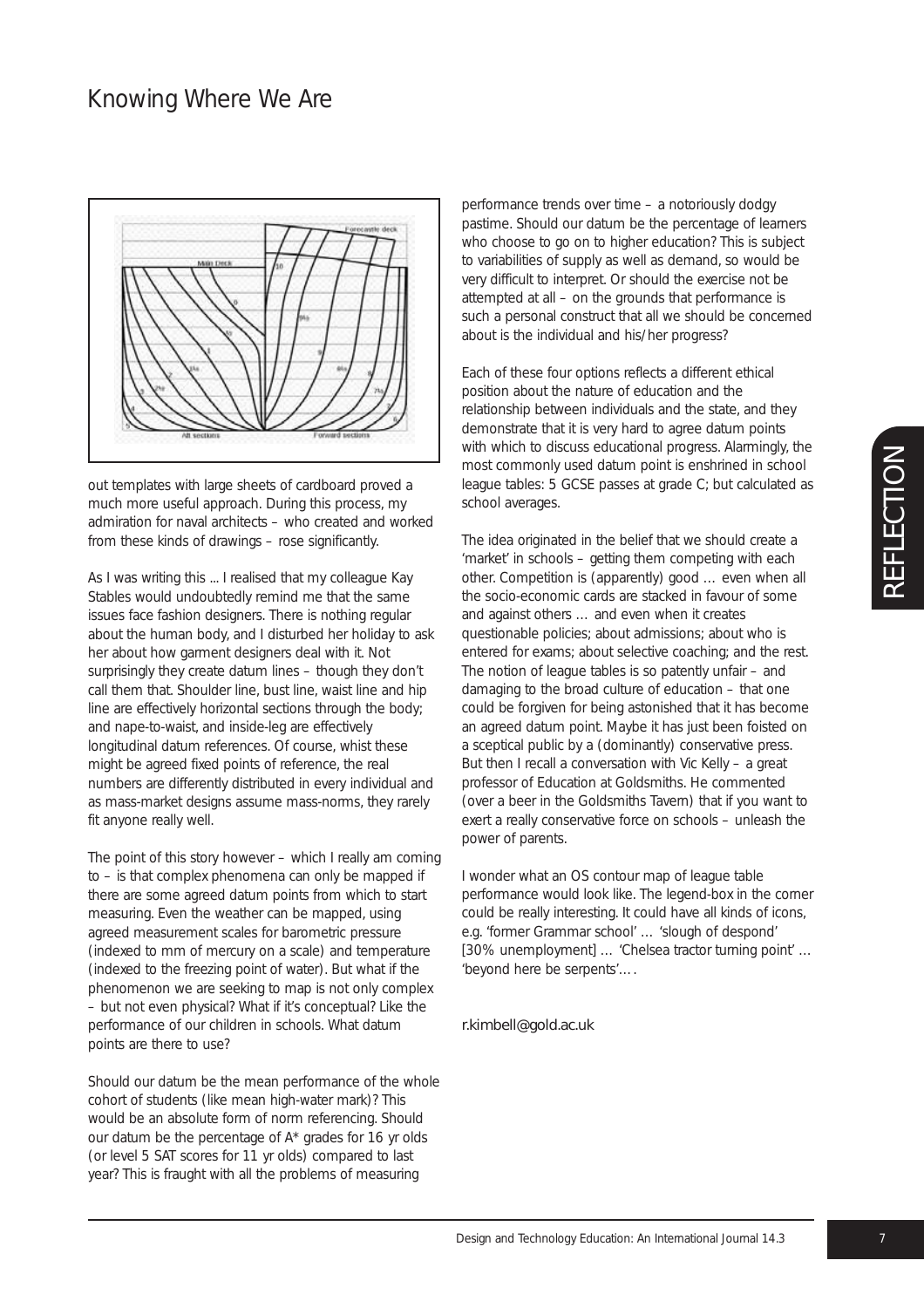# Knowing Where We Are

Main Deck

Forecastle deck

Aft sections

Forward sections

out templates with large sheets of cardboard proved a much more useful approach. During this process, my admiration for naval architects – who created and worked from these kinds of drawings – rose significantly.

As I was writing this ... I realised that my colleague Kay Stables would undoubtedly remind me that the same issues face fashion designers. There is nothing regular about the human body, and I disturbed her holiday to ask her about how garment designers deal with it. Not surprisingly they create datum lines – though they don't call them that. Shoulder line, bust line, waist line and hip line are effectively horizontal sections through the body; and nape-to-waist, and inside-leg are effectively longitudinal datum references. Of course, whist these might be agreed fixed points of reference, the real numbers are differently distributed in every individual and as mass-market designs assume mass-norms, they rarely fit anyone really well.

The point of this story however – which I really am coming to – is that complex phenomena can only be mapped if there are some agreed datum points from which to start measuring. Even the weather can be mapped, using agreed measurement scales for barometric pressure (indexed to mm of mercury on a scale) and temperature (indexed to the freezing point of water). But what if the phenomenon we are seeking to map is not only complex – but not even physical? What if it's conceptual? Like the performance of our children in schools. What datum points are there to use?

Should our datum be the mean performance of the whole cohort of students (like mean high-water mark)? This would be an absolute form of norm referencing. Should our datum be the percentage of A* grades for 16 yr olds (or level 5 SAT scores for 11 yr olds) compared to last year? This is fraught with all the problems of measuring performance trends over time – a notoriously dodgy pastime. Should our datum be the percentage of learners who choose to go on to higher education? This is subject to variabilities of supply as well as demand, so would be very difficult to interpret. Or should the exercise not be attempted at all – on the grounds that performance is such a personal construct that all we should be concerned about is the individual and his/her progress?

Each of these four options reflects a different ethical position about the nature of education and the relationship between individuals and the state, and they demonstrate that it is very hard to agree datum points with which to discuss educational progress. Alarmingly, the most commonly used datum point is enshrined in school league tables: 5 GCSE passes at grade C; but calculated as school averages.

The idea originated in the belief that we should create a 'market' in schools – getting them competing with each other. Competition is (apparently) good … even when all the socio-economic cards are stacked in favour of some and against others … and even when it creates questionable policies; about admissions; about who is entered for exams; about selective coaching; and the rest. The notion of league tables is so patently unfair – and damaging to the broad culture of education – that one could be forgiven for being astonished that it has become an agreed datum point. Maybe it has just been foisted on a sceptical public by a (dominantly) conservative press. But then I recall a conversation with Vic Kelly – a great professor of Education at Goldsmiths. He commented (over a beer in the Goldsmiths Tavern) that if you want to exert a really conservative force on schools – unleash the power of parents.

I wonder what an OS contour map of league table performance would look like. The legend-box in the corner could be really interesting. It could have all kinds of icons, e.g. 'former Grammar school' … 'slough of despond' [30% unemployment] … 'Chelsea tractor turning point' … 'beyond here be serpents'….

r.kimbell@gold.ac.uk